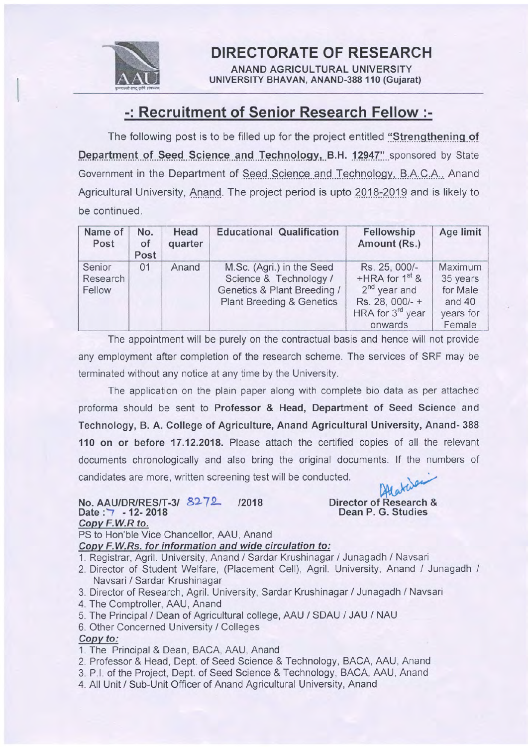# DIRECTORATE OF RESEARCH

**ANAND AGRICULTURAL UNIVERSITY**
**UNIVERSITY BHAVAN, ANAND-388 110 (Gujarat)**

## -: Recruitment of Senior Research Fellow :-

The following post is to be filled up for the project entitled **"Strengthening of Department of Seed Science and Technology, B.H. 12947"** sponsored by State Government in the Department of Seed Science and Technology, B.A.C.A., Anand Agricultural University, Anand. The project period is upto 2018-2019 and is likely to be continued.

| Name of Post | No. of Post | Head quarter | Educational Qualification | Fellowship Amount (Rs.) | Age limit |
|---|---|---|---|---|---|
| Senior Research Fellow | 01 | Anand | M.Sc. (Agri.) in the Seed Science & Technology / Genetics & Plant Breeding / Plant Breeding & Genetics | Rs. 25, 000/- +HRA for 1st & 2nd year and Rs. 28, 000/- + HRA for 3rd year onwards | Maximum 35 years for Male and 40 years for Female |

The appointment will be purely on the contractual basis and hence will not provide any employment after completion of the research scheme. The services of SRF may be terminated without any notice at any time by the University.

The application on the plain paper along with complete bio data as per attached proforma should be sent to **Professor & Head, Department of Seed Science and Technology, B. A. College of Agriculture, Anand Agricultural University, Anand- 388 110 on or before 17.12.2018.** Please attach the certified copies of all the relevant documents chronologically and also bring the original documents. If the numbers of candidates are more, written screening test will be conducted.

**No. AAU/DR/RES/T-3/ 8272 /2018**
**Date : 7 - 12- 2018**

**Director of Research &**
**Dean P. G. Studies**

***Copy F.W.R to.***

PS to Hon'ble Vice Chancellor, AAU, Anand

***Copy F.W.Rs. for information and wide circulation to:***

1. Registrar, Agril. University, Anand / Sardar Krushinagar / Junagadh / Navsari
2. Director of Student Welfare, (Placement Cell), Agril. University, Anand / Junagadh / Navsari / Sardar Krushinagar
3. Director of Research, Agril. University, Sardar Krushinagar / Junagadh / Navsari
4. The Comptroller, AAU, Anand
5. The Principal / Dean of Agricultural college, AAU / SDAU / JAU / NAU
6. Other Concerned University / Colleges

***Copy to:***

1. The Principal & Dean, BACA, AAU, Anand
2. Professor & Head, Dept. of Seed Science & Technology, BACA, AAU, Anand
3. P.I. of the Project, Dept. of Seed Science & Technology, BACA, AAU, Anand
4. All Unit / Sub-Unit Officer of Anand Agricultural University, Anand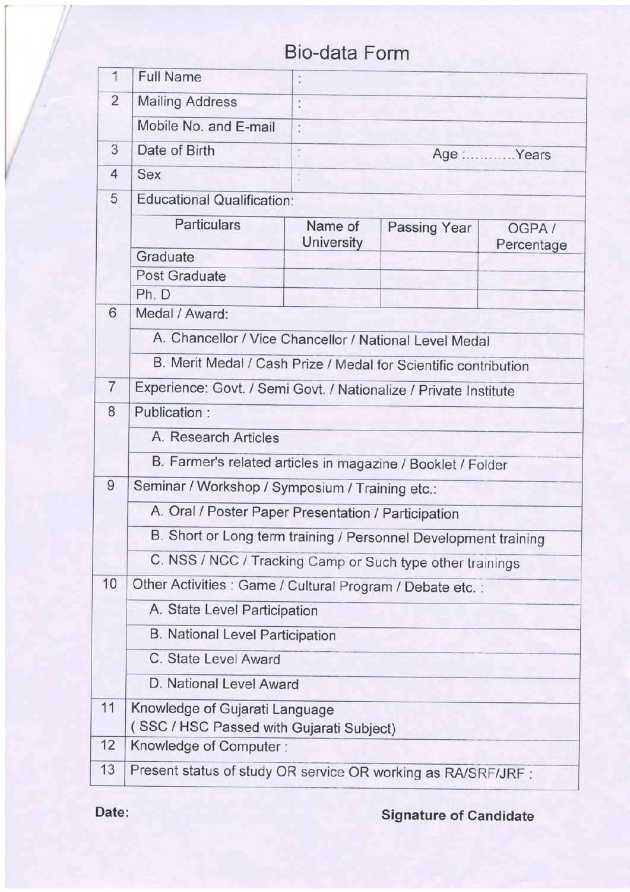# Bio-data Form

| | | | | | |
|---|---|---|---|---|---|
| 1 | Full Name | : | | | |
| 2 | Mailing Address | : | | | |
| | Mobile No. and E-mail | : | | | |
| 3 | Date of Birth | : | | Age :………..Years | |
| 4 | Sex | : | | | |
| 5 | Educational Qualification: | | | | |
| | Particulars | Name of University | Passing Year | OGPA / Percentage | |
| | Graduate | | | | |
| | Post Graduate | | | | |
| | Ph. D | | | | |
| 6 | Medal / Award: | | | | |
| | A. Chancellor / Vice Chancellor / National Level Medal | | | | |
| | B. Merit Medal / Cash Prize / Medal for Scientific contribution | | | | |
| 7 | Experience: Govt. / Semi Govt. / Nationalize / Private Institute | | | | |
| 8 | Publication : | | | | |
| | A. Research Articles | | | | |
| | B. Farmer's related articles in magazine / Booklet / Folder | | | | |
| 9 | Seminar / Workshop / Symposium / Training etc.: | | | | |
| | A. Oral / Poster Paper Presentation / Participation | | | | |
| | B. Short or Long term training / Personnel Development training | | | | |
| | C. NSS / NCC / Tracking Camp or Such type other trainings | | | | |
| 10 | Other Activities : Game / Cultural Program / Debate etc. : | | | | |
| | A. State Level Participation | | | | |
| | B. National Level Participation | | | | |
| | C. State Level Award | | | | |
| | D. National Level Award | | | | |
| 11 | Knowledge of Gujarati Language ( SSC / HSC Passed with Gujarati Subject) | | | | |
| 12 | Knowledge of Computer : | | | | |
| 13 | Present status of study OR service OR working as RA/SRF/JRF : | | | | |

**Date:**

**Signature of Candidate**